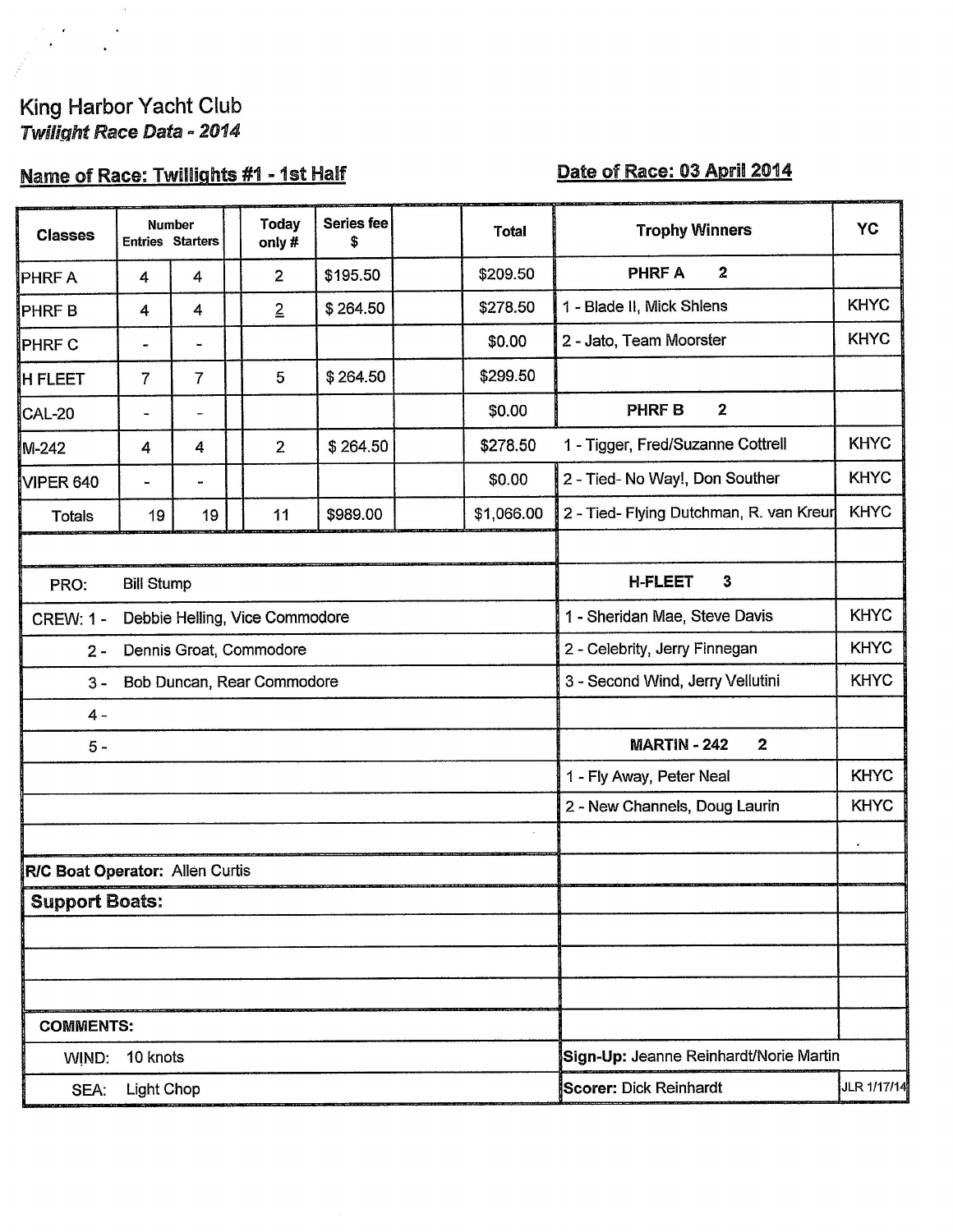King Harbor Yacht Club

*Twilight Race Data - 2014*

**Name of Race: Twillights #1 - 1st Half**

**Date of Race: 03 April 2014**

| Classes | Number Entries | Starters | Today only # | Series fee $ | Total |
|---|---|---|---|---|---|
| PHRF A | 4 | 4 | 2 | $195.50 | $209.50 |
| PHRF B | 4 | 4 | 2 | $ 264.50 | $278.50 |
| PHRF C | - | - | | | $0.00 |
| H FLEET | 7 | 7 | 5 | $ 264.50 | $299.50 |
| CAL-20 | - | - | | | $0.00 |
| M-242 | 4 | 4 | 2 | $ 264.50 | $278.50 |
| VIPER 640 | - | - | | | $0.00 |
| Totals | 19 | 19 | 11 | $989.00 | $1,066.00 |

PRO: Bill Stump

CREW: 1 - Debbie Helling, Vice Commodore

2 - Dennis Groat, Commodore

3 - Bob Duncan, Rear Commodore

4 -

5 -

**R/C Boat Operator:** Allen Curtis

**Support Boats:**

**COMMENTS:**

WIND: 10 knots

SEA: Light Chop

| Trophy Winners | YC |
|---|---|
| **PHRF A 2** | |
| 1 - Blade II, Mick Shlens | KHYC |
| 2 - Jato, Team Moorster | KHYC |
| **PHRF B 2** | |
| 1 - Tigger, Fred/Suzanne Cottrell | KHYC |
| 2 - Tied- No Way!, Don Souther | KHYC |
| 2 - Tied- Flying Dutchman, R. van Kreur | KHYC |
| **H-FLEET 3** | |
| 1 - Sheridan Mae, Steve Davis | KHYC |
| 2 - Celebrity, Jerry Finnegan | KHYC |
| 3 - Second Wind, Jerry Vellutini | KHYC |
| **MARTIN - 242 2** | |
| 1 - Fly Away, Peter Neal | KHYC |
| 2 - New Channels, Doug Laurin | KHYC |

**Sign-Up:** Jeanne Reinhardt/Norie Martin

**Scorer:** Dick Reinhardt

JLR 1/17/14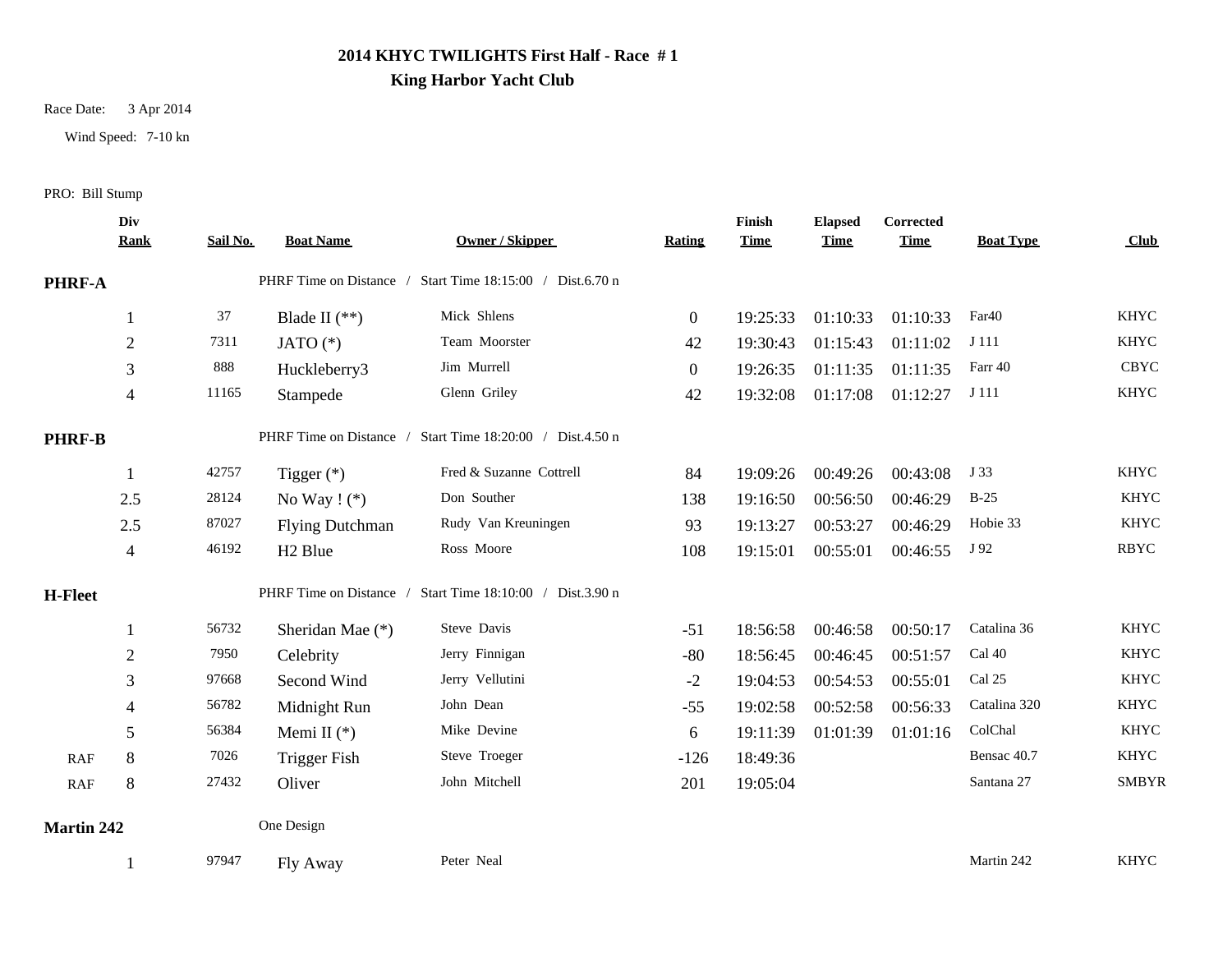**2014 KHYC TWILIGHTS First Half - Race # 1**

**King Harbor Yacht Club**

Race Date: 3 Apr 2014

Wind Speed: 7-10 kn

PRO: Bill Stump

| | Div Rank | Sail No. | Boat Name | Owner / Skipper | Rating | Finish Time | Elapsed Time | Corrected Time | Boat Type | Club |
|---|---|---|---|---|---|---|---|---|---|---|
| **PHRF-A** | | | PHRF Time on Distance / Start Time 18:15:00 / Dist.6.70 n | | | | | | | |
| | 1 | 37 | Blade II (**) | Mick Shlens | 0 | 19:25:33 | 01:10:33 | 01:10:33 | Far40 | KHYC |
| | 2 | 7311 | JATO (*) | Team Moorster | 42 | 19:30:43 | 01:15:43 | 01:11:02 | J 111 | KHYC |
| | 3 | 888 | Huckleberry3 | Jim Murrell | 0 | 19:26:35 | 01:11:35 | 01:11:35 | Farr 40 | CBYC |
| | 4 | 11165 | Stampede | Glenn Griley | 42 | 19:32:08 | 01:17:08 | 01:12:27 | J 111 | KHYC |
| **PHRF-B** | | | PHRF Time on Distance / Start Time 18:20:00 / Dist.4.50 n | | | | | | | |
| | 1 | 42757 | Tigger (*) | Fred & Suzanne Cottrell | 84 | 19:09:26 | 00:49:26 | 00:43:08 | J 33 | KHYC |
| | 2.5 | 28124 | No Way ! (*) | Don Souther | 138 | 19:16:50 | 00:56:50 | 00:46:29 | B-25 | KHYC |
| | 2.5 | 87027 | Flying Dutchman | Rudy Van Kreuningen | 93 | 19:13:27 | 00:53:27 | 00:46:29 | Hobie 33 | KHYC |
| | 4 | 46192 | H2 Blue | Ross Moore | 108 | 19:15:01 | 00:55:01 | 00:46:55 | J 92 | RBYC |
| **H-Fleet** | | | PHRF Time on Distance / Start Time 18:10:00 / Dist.3.90 n | | | | | | | |
| | 1 | 56732 | Sheridan Mae (*) | Steve Davis | -51 | 18:56:58 | 00:46:58 | 00:50:17 | Catalina 36 | KHYC |
| | 2 | 7950 | Celebrity | Jerry Finnigan | -80 | 18:56:45 | 00:46:45 | 00:51:57 | Cal 40 | KHYC |
| | 3 | 97668 | Second Wind | Jerry Vellutini | -2 | 19:04:53 | 00:54:53 | 00:55:01 | Cal 25 | KHYC |
| | 4 | 56782 | Midnight Run | John Dean | -55 | 19:02:58 | 00:52:58 | 00:56:33 | Catalina 320 | KHYC |
| | 5 | 56384 | Memi II (*) | Mike Devine | 6 | 19:11:39 | 01:01:39 | 01:01:16 | ColChal | KHYC |
| RAF | 8 | 7026 | Trigger Fish | Steve Troeger | -126 | 18:49:36 | | | Bensac 40.7 | KHYC |
| RAF | 8 | 27432 | Oliver | John Mitchell | 201 | 19:05:04 | | | Santana 27 | SMBYR |
| **Martin 242** | | | One Design | | | | | | | |
| | 1 | 97947 | Fly Away | Peter Neal | | | | | Martin 242 | KHYC |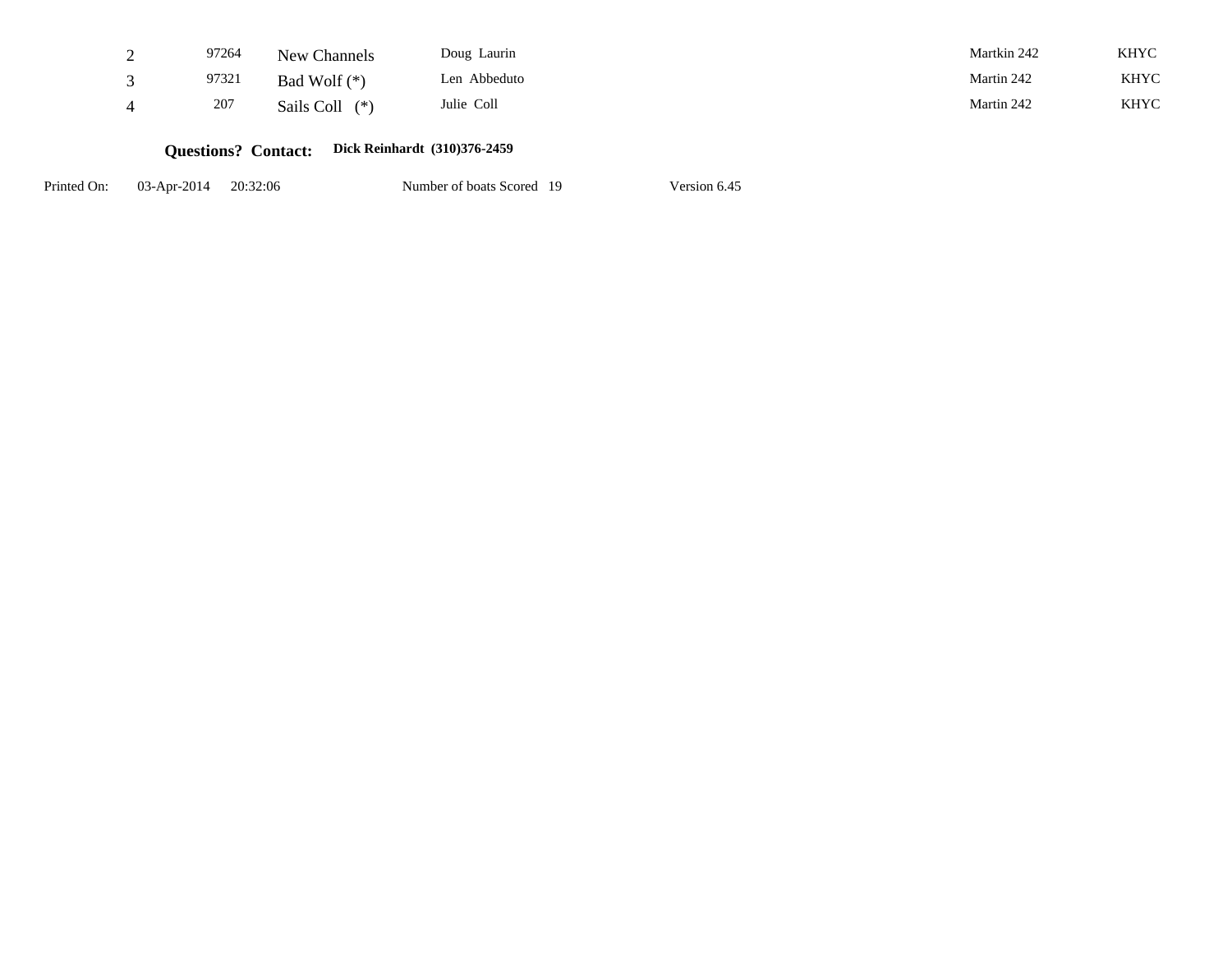| | | | | | |
|---|---|---|---|---|---|
| 2 | 97264 | New Channels | Doug Laurin | Martkin 242 | KHYC |
| 3 | 97321 | Bad Wolf (*) | Len Abbeduto | Martin 242 | KHYC |
| 4 | 207 | Sails Coll (*) | Julie Coll | Martin 242 | KHYC |

**Questions? Contact:** **Dick Reinhardt (310)376-2459**

Printed On: 03-Apr-2014 20:32:06 Number of boats Scored 19 Version 6.45